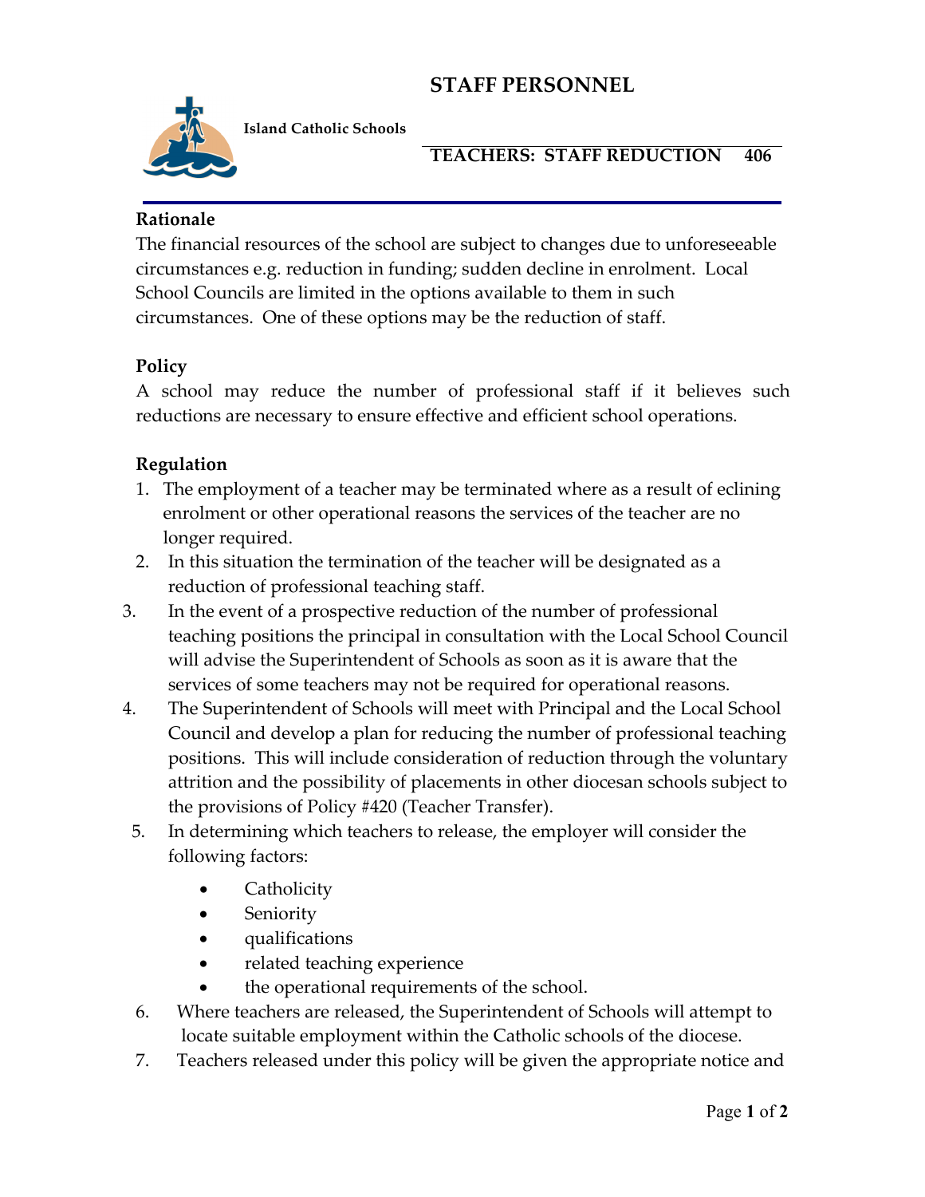# STAFF PERSONNEL

**Island Catholic Schools**

## TEACHERS: STAFF REDUCTION 406

### Rationale

The financial resources of the school are subject to changes due to unforeseeable circumstances e.g. reduction in funding; sudden decline in enrolment. Local School Councils are limited in the options available to them in such circumstances. One of these options may be the reduction of staff.

### Policy

A school may reduce the number of professional staff if it believes such reductions are necessary to ensure effective and efficient school operations.

### Regulation

1. The employment of a teacher may be terminated where as a result of eclining enrolment or other operational reasons the services of the teacher are no longer required.
2. In this situation the termination of the teacher will be designated as a reduction of professional teaching staff.
3. In the event of a prospective reduction of the number of professional teaching positions the principal in consultation with the Local School Council will advise the Superintendent of Schools as soon as it is aware that the services of some teachers may not be required for operational reasons.
4. The Superintendent of Schools will meet with Principal and the Local School Council and develop a plan for reducing the number of professional teaching positions. This will include consideration of reduction through the voluntary attrition and the possibility of placements in other diocesan schools subject to the provisions of Policy #420 (Teacher Transfer).
5. In determining which teachers to release, the employer will consider the following factors:
   - Catholicity
   - Seniority
   - qualifications
   - related teaching experience
   - the operational requirements of the school.
6. Where teachers are released, the Superintendent of Schools will attempt to locate suitable employment within the Catholic schools of the diocese.
7. Teachers released under this policy will be given the appropriate notice and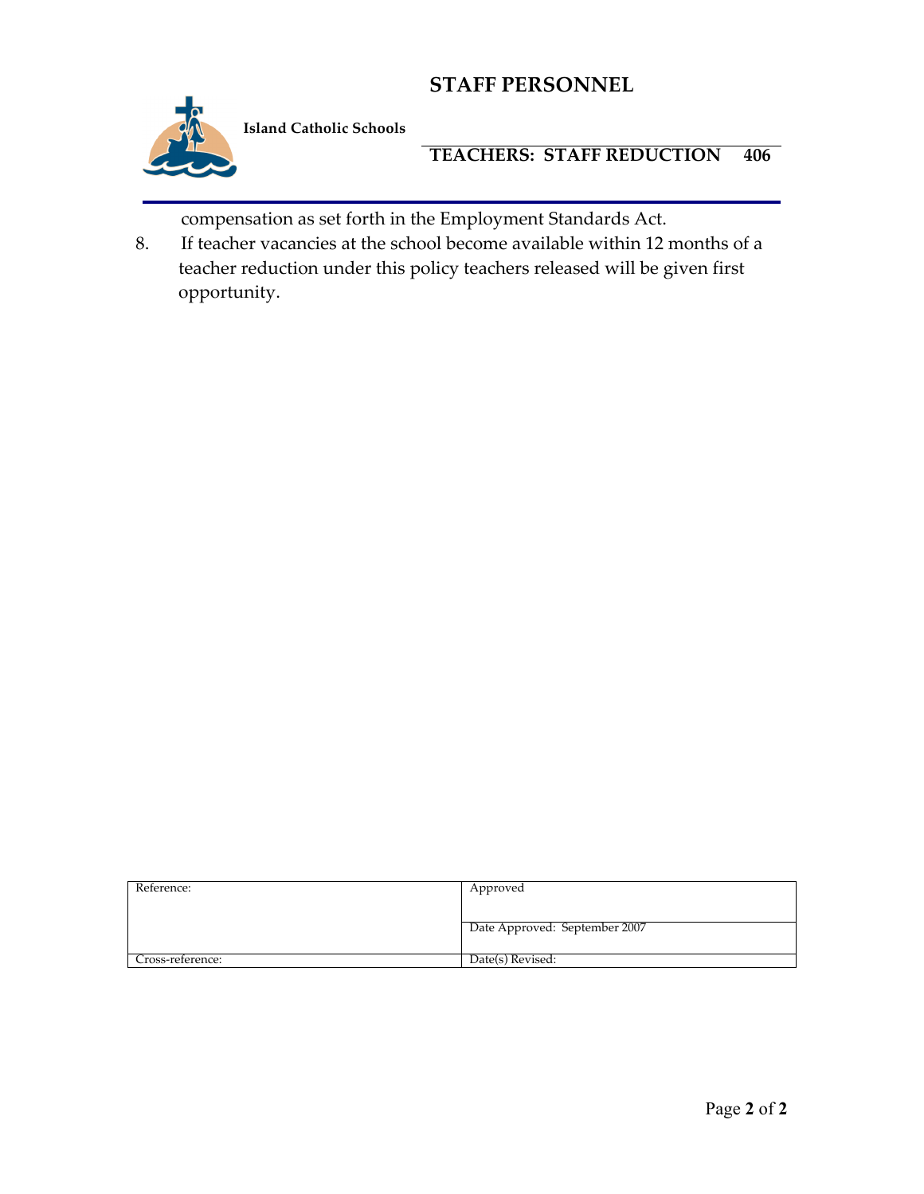compensation as set forth in the Employment Standards Act.

8. If teacher vacancies at the school become available within 12 months of a teacher reduction under this policy teachers released will be given first opportunity.

| | |
|---|---|
| Reference: | Approved |
| | Date Approved: September 2007 |
| Cross-reference: | Date(s) Revised: |